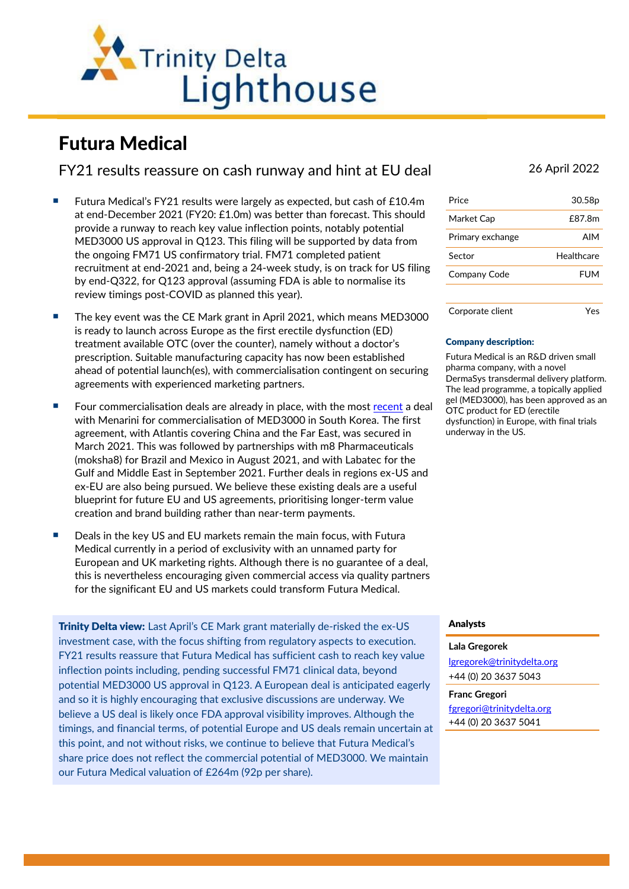# Futura Medical

## FY21 results reassure on cash runway and hint at EU deal

26 April 2022

- Futura Medical's FY21 results were largely as expected, but cash of £10.4m at end-December 2021 (FY20: £1.0m) was better than forecast. This should provide a runway to reach key value inflection points, notably potential MED3000 US approval in Q123. This filing will be supported by data from the ongoing FM71 US confirmatory trial. FM71 completed patient recruitment at end-2021 and, being a 24-week study, is on track for US filing by end-Q322, for Q123 approval (assuming FDA is able to normalise its review timings post-COVID as planned this year).

- The key event was the CE Mark grant in April 2021, which means MED3000 is ready to launch across Europe as the first erectile dysfunction (ED) treatment available OTC (over the counter), namely without a doctor's prescription. Suitable manufacturing capacity has now been established ahead of potential launch(es), with commercialisation contingent on securing agreements with experienced marketing partners.

- Four commercialisation deals are already in place, with the most recent a deal with Menarini for commercialisation of MED3000 in South Korea. The first agreement, with Atlantis covering China and the Far East, was secured in March 2021. This was followed by partnerships with m8 Pharmaceuticals (moksha8) for Brazil and Mexico in August 2021, and with Labatec for the Gulf and Middle East in September 2021. Further deals in regions ex-US and ex-EU are also being pursued. We believe these existing deals are a useful blueprint for future EU and US agreements, prioritising longer-term value creation and brand building rather than near-term payments.

- Deals in the key US and EU markets remain the main focus, with Futura Medical currently in a period of exclusivity with an unnamed party for European and UK marketing rights. Although there is no guarantee of a deal, this is nevertheless encouraging given commercial access via quality partners for the significant EU and US markets could transform Futura Medical.

**Trinity Delta view:** Last April's CE Mark grant materially de-risked the ex-US investment case, with the focus shifting from regulatory aspects to execution. FY21 results reassure that Futura Medical has sufficient cash to reach key value inflection points including, pending successful FM71 clinical data, beyond potential MED3000 US approval in Q123. A European deal is anticipated eagerly and so it is highly encouraging that exclusive discussions are underway. We believe a US deal is likely once FDA approval visibility improves. Although the timings, and financial terms, of potential Europe and US deals remain uncertain at this point, and not without risks, we continue to believe that Futura Medical's share price does not reflect the commercial potential of MED3000. We maintain our Futura Medical valuation of £264m (92p per share).

| | |
|---|---|
| Price | 30.58p |
| Market Cap | £87.8m |
| Primary exchange | AIM |
| Sector | Healthcare |
| Company Code | FUM |
| Corporate client | Yes |

**Company description:**

Futura Medical is an R&D driven small pharma company, with a novel DermaSys transdermal delivery platform. The lead programme, a topically applied gel (MED3000), has been approved as an OTC product for ED (erectile dysfunction) in Europe, with final trials underway in the US.

**Analysts**

**Lala Gregorek**
lgregorek@trinitydelta.org
+44 (0) 20 3637 5043

**Franc Gregori**
fgregori@trinitydelta.org
+44 (0) 20 3637 5041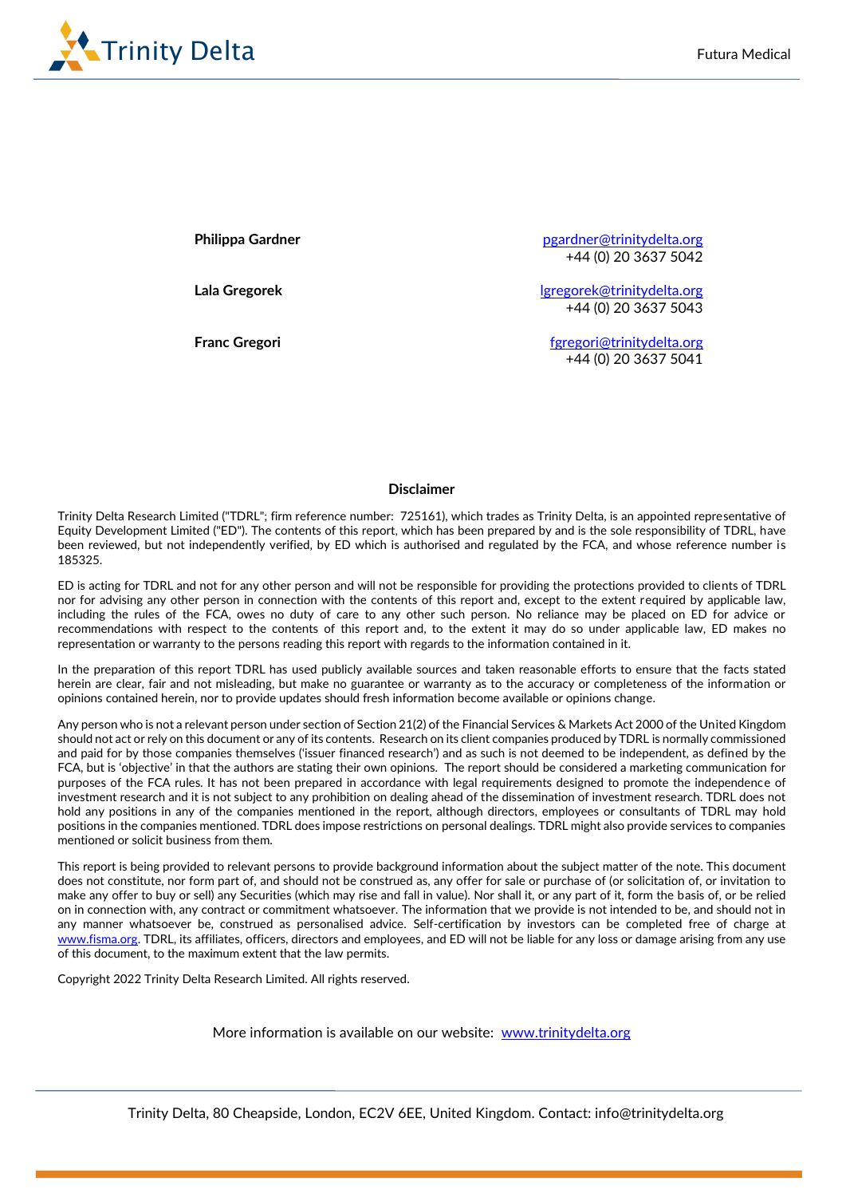**Philippa Gardner** pgardner@trinitydelta.org
+44 (0) 20 3637 5042

**Lala Gregorek** lgregorek@trinitydelta.org
+44 (0) 20 3637 5043

**Franc Gregori** fgregori@trinitydelta.org
+44 (0) 20 3637 5041

## Disclaimer

Trinity Delta Research Limited ("TDRL"; firm reference number: 725161), which trades as Trinity Delta, is an appointed representative of Equity Development Limited ("ED"). The contents of this report, which has been prepared by and is the sole responsibility of TDRL, have been reviewed, but not independently verified, by ED which is authorised and regulated by the FCA, and whose reference number is 185325.

ED is acting for TDRL and not for any other person and will not be responsible for providing the protections provided to clients of TDRL nor for advising any other person in connection with the contents of this report and, except to the extent required by applicable law, including the rules of the FCA, owes no duty of care to any other such person. No reliance may be placed on ED for advice or recommendations with respect to the contents of this report and, to the extent it may do so under applicable law, ED makes no representation or warranty to the persons reading this report with regards to the information contained in it.

In the preparation of this report TDRL has used publicly available sources and taken reasonable efforts to ensure that the facts stated herein are clear, fair and not misleading, but make no guarantee or warranty as to the accuracy or completeness of the information or opinions contained herein, nor to provide updates should fresh information become available or opinions change.

Any person who is not a relevant person under section of Section 21(2) of the Financial Services & Markets Act 2000 of the United Kingdom should not act or rely on this document or any of its contents. Research on its client companies produced by TDRL is normally commissioned and paid for by those companies themselves ('issuer financed research') and as such is not deemed to be independent, as defined by the FCA, but is 'objective' in that the authors are stating their own opinions. The report should be considered a marketing communication for purposes of the FCA rules. It has not been prepared in accordance with legal requirements designed to promote the independence of investment research and it is not subject to any prohibition on dealing ahead of the dissemination of investment research. TDRL does not hold any positions in any of the companies mentioned in the report, although directors, employees or consultants of TDRL may hold positions in the companies mentioned. TDRL does impose restrictions on personal dealings. TDRL might also provide services to companies mentioned or solicit business from them.

This report is being provided to relevant persons to provide background information about the subject matter of the note. This document does not constitute, nor form part of, and should not be construed as, any offer for sale or purchase of (or solicitation of, or invitation to make any offer to buy or sell) any Securities (which may rise and fall in value). Nor shall it, or any part of it, form the basis of, or be relied on in connection with, any contract or commitment whatsoever. The information that we provide is not intended to be, and should not in any manner whatsoever be, construed as personalised advice. Self-certification by investors can be completed free of charge at www.fisma.org. TDRL, its affiliates, officers, directors and employees, and ED will not be liable for any loss or damage arising from any use of this document, to the maximum extent that the law permits.

Copyright 2022 Trinity Delta Research Limited. All rights reserved.

More information is available on our website: www.trinitydelta.org

Trinity Delta, 80 Cheapside, London, EC2V 6EE, United Kingdom. Contact: info@trinitydelta.org